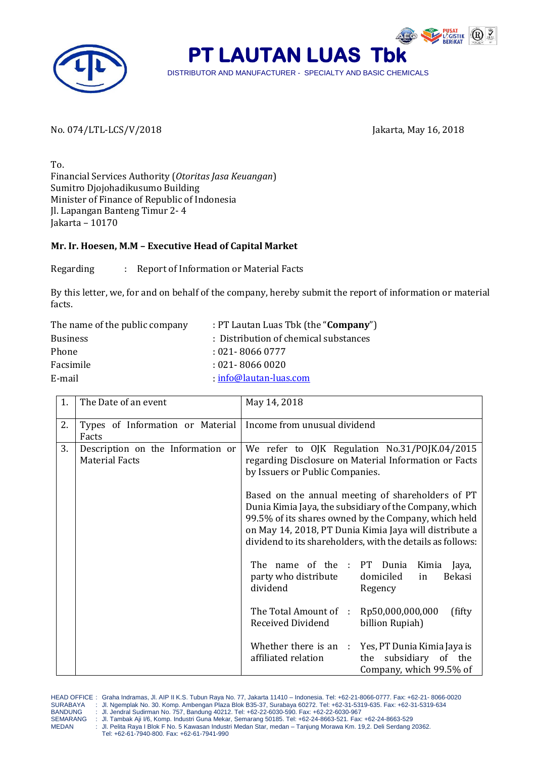# PT LAUTAN LUAS Tbk

DISTRIBUTOR AND MANUFACTURER - SPECIALTY AND BASIC CHEMICALS

No. 074/LTL-LCS/V/2018

Jakarta, May 16, 2018

To.
Financial Services Authority (*Otoritas Jasa Keuangan*)
Sumitro Djojohadikusumo Building
Minister of Finance of Republic of Indonesia
Jl. Lapangan Banteng Timur 2- 4
Jakarta – 10170

**Mr. Ir. Hoesen, M.M – Executive Head of Capital Market**

Regarding : Report of Information or Material Facts

By this letter, we, for and on behalf of the company, hereby submit the report of information or material facts.

| | |
|---|---|
| The name of the public company | : PT Lautan Luas Tbk (the "**Company**") |
| Business | : Distribution of chemical substances |
| Phone | : 021- 8066 0777 |
| Facsimile | : 021- 8066 0020 |
| E-mail | : info@lautan-luas.com |

| | | |
|---|---|---|
| 1. | The Date of an event | May 14, 2018 |
| 2. | Types of Information or Material Facts | Income from unusual dividend |
| 3. | Description on the Information or Material Facts | We refer to OJK Regulation No.31/POJK.04/2015 regarding Disclosure on Material Information or Facts by Issuers or Public Companies.<br><br>Based on the annual meeting of shareholders of PT Dunia Kimia Jaya, the subsidiary of the Company, which 99.5% of its shares owned by the Company, which held on May 14, 2018, PT Dunia Kimia Jaya will distribute a dividend to its shareholders, with the details as follows:<br><br>The name of the party who distribute dividend : PT Dunia Kimia Jaya, domiciled in Bekasi Regency<br><br>The Total Amount of Received Dividend : Rp50,000,000,000 (fifty billion Rupiah)<br><br>Whether there is an affiliated relation : Yes, PT Dunia Kimia Jaya is the subsidiary of the Company, which 99.5% of |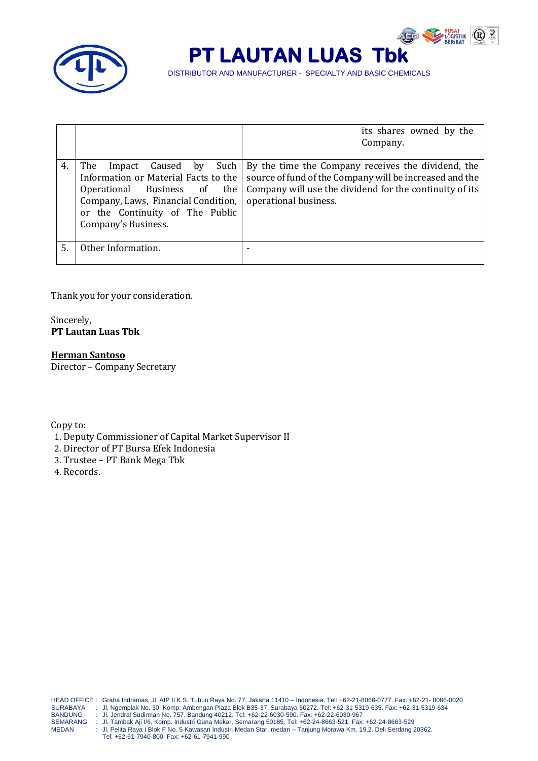| | | |
|---|---|---|
| | | its shares owned by the Company. |
| 4. | The Impact Caused by Such Information or Material Facts to the Operational Business of the Company, Laws, Financial Condition, or the Continuity of The Public Company's Business. | By the time the Company receives the dividend, the source of fund of the Company will be increased and the Company will use the dividend for the continuity of its operational business. |
| 5. | Other Information. | - |

Thank you for your consideration.

Sincerely,
**PT Lautan Luas Tbk**

**Herman Santoso**
Director – Company Secretary

Copy to:

1. Deputy Commissioner of Capital Market Supervisor II
2. Director of PT Bursa Efek Indonesia
3. Trustee – PT Bank Mega Tbk
4. Records.